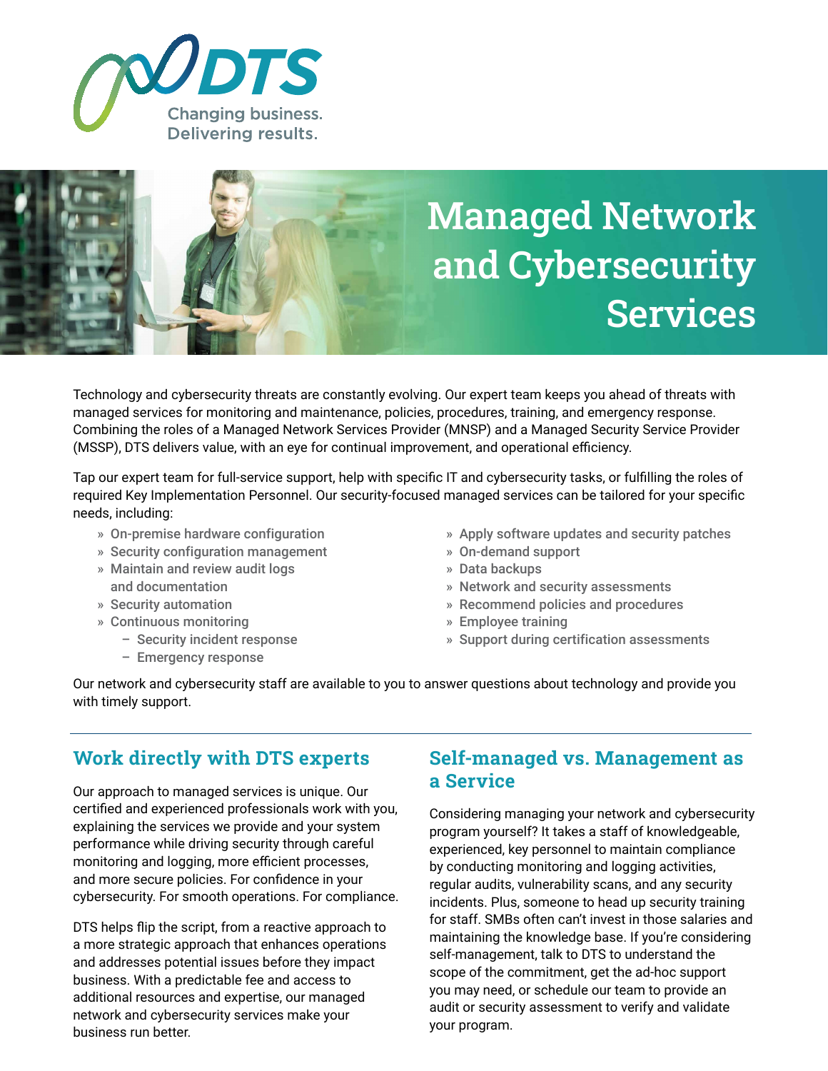DTS

Changing business.
Delivering results.

# Managed Network and Cybersecurity Services

Technology and cybersecurity threats are constantly evolving. Our expert team keeps you ahead of threats with managed services for monitoring and maintenance, policies, procedures, training, and emergency response. Combining the roles of a Managed Network Services Provider (MNSP) and a Managed Security Service Provider (MSSP), DTS delivers value, with an eye for continual improvement, and operational efficiency.

Tap our expert team for full-service support, help with specific IT and cybersecurity tasks, or fulfilling the roles of required Key Implementation Personnel. Our security-focused managed services can be tailored for your specific needs, including:

- On-premise hardware configuration
- Security configuration management
- Maintain and review audit logs and documentation
- Security automation
- Continuous monitoring
  - Security incident response
  - Emergency response
- Apply software updates and security patches
- On-demand support
- Data backups
- Network and security assessments
- Recommend policies and procedures
- Employee training
- Support during certification assessments

Our network and cybersecurity staff are available to you to answer questions about technology and provide you with timely support.

---

## Work directly with DTS experts

Our approach to managed services is unique. Our certified and experienced professionals work with you, explaining the services we provide and your system performance while driving security through careful monitoring and logging, more efficient processes, and more secure policies. For confidence in your cybersecurity. For smooth operations. For compliance.

DTS helps flip the script, from a reactive approach to a more strategic approach that enhances operations and addresses potential issues before they impact business. With a predictable fee and access to additional resources and expertise, our managed network and cybersecurity services make your business run better.

## Self-managed vs. Management as a Service

Considering managing your network and cybersecurity program yourself? It takes a staff of knowledgeable, experienced, key personnel to maintain compliance by conducting monitoring and logging activities, regular audits, vulnerability scans, and any security incidents. Plus, someone to head up security training for staff. SMBs often can't invest in those salaries and maintaining the knowledge base. If you're considering self-management, talk to DTS to understand the scope of the commitment, get the ad-hoc support you may need, or schedule our team to provide an audit or security assessment to verify and validate your program.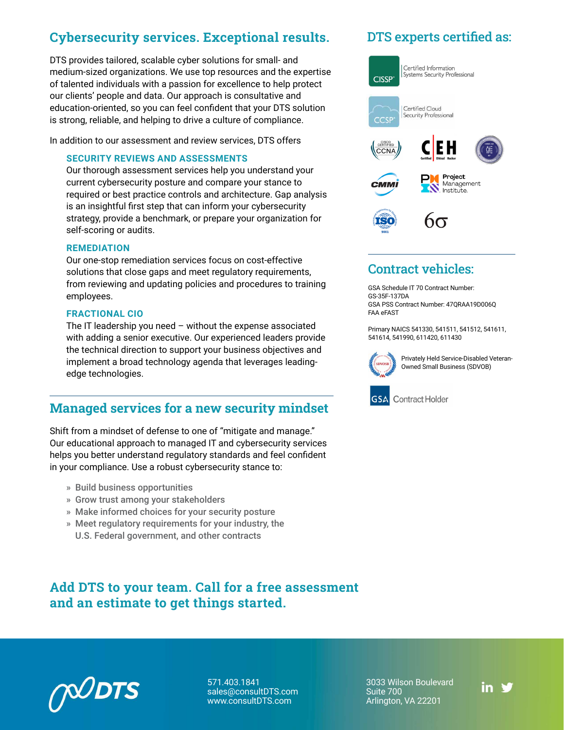## Cybersecurity services. Exceptional results.

DTS provides tailored, scalable cyber solutions for small- and medium-sized organizations. We use top resources and the expertise of talented individuals with a passion for excellence to help protect our clients' people and data. Our approach is consultative and education-oriented, so you can feel confident that your DTS solution is strong, reliable, and helping to drive a culture of compliance.

In addition to our assessment and review services, DTS offers

### SECURITY REVIEWS AND ASSESSMENTS

Our thorough assessment services help you understand your current cybersecurity posture and compare your stance to required or best practice controls and architecture. Gap analysis is an insightful first step that can inform your cybersecurity strategy, provide a benchmark, or prepare your organization for self-scoring or audits.

### REMEDIATION

Our one-stop remediation services focus on cost-effective solutions that close gaps and meet regulatory requirements, from reviewing and updating policies and procedures to training employees.

### FRACTIONAL CIO

The IT leadership you need – without the expense associated with adding a senior executive. Our experienced leaders provide the technical direction to support your business objectives and implement a broad technology agenda that leverages leading-edge technologies.

## Managed services for a new security mindset

Shift from a mindset of defense to one of "mitigate and manage." Our educational approach to managed IT and cybersecurity services helps you better understand regulatory standards and feel confident in your compliance. Use a robust cybersecurity stance to:

- Build business opportunities
- Grow trust among your stakeholders
- Make informed choices for your security posture
- Meet regulatory requirements for your industry, the U.S. Federal government, and other contracts

## Add DTS to your team. Call for a free assessment and an estimate to get things started.

## DTS experts certified as:

CISSP Certified Information Systems Security Professional

CCSP Certified Cloud Security Professional

Cisco Certified CCNA

C|EH Certified Ethical Hacker

CMMI

PMI Project Management Institute.

ISO 9001

6σ

## Contract vehicles:

GSA Schedule IT 70 Contract Number: GS-35F-137DA
GSA PSS Contract Number: 47QRAA19D006Q
FAA eFAST

Primary NAICS 541330, 541511, 541512, 541611, 541614, 541990, 611420, 611430

Privately Held Service-Disabled Veteran-Owned Small Business (SDVOB)

GSA Contract Holder

DTS

571.403.1841
sales@consultDTS.com
www.consultDTS.com

3033 Wilson Boulevard
Suite 700
Arlington, VA 22201